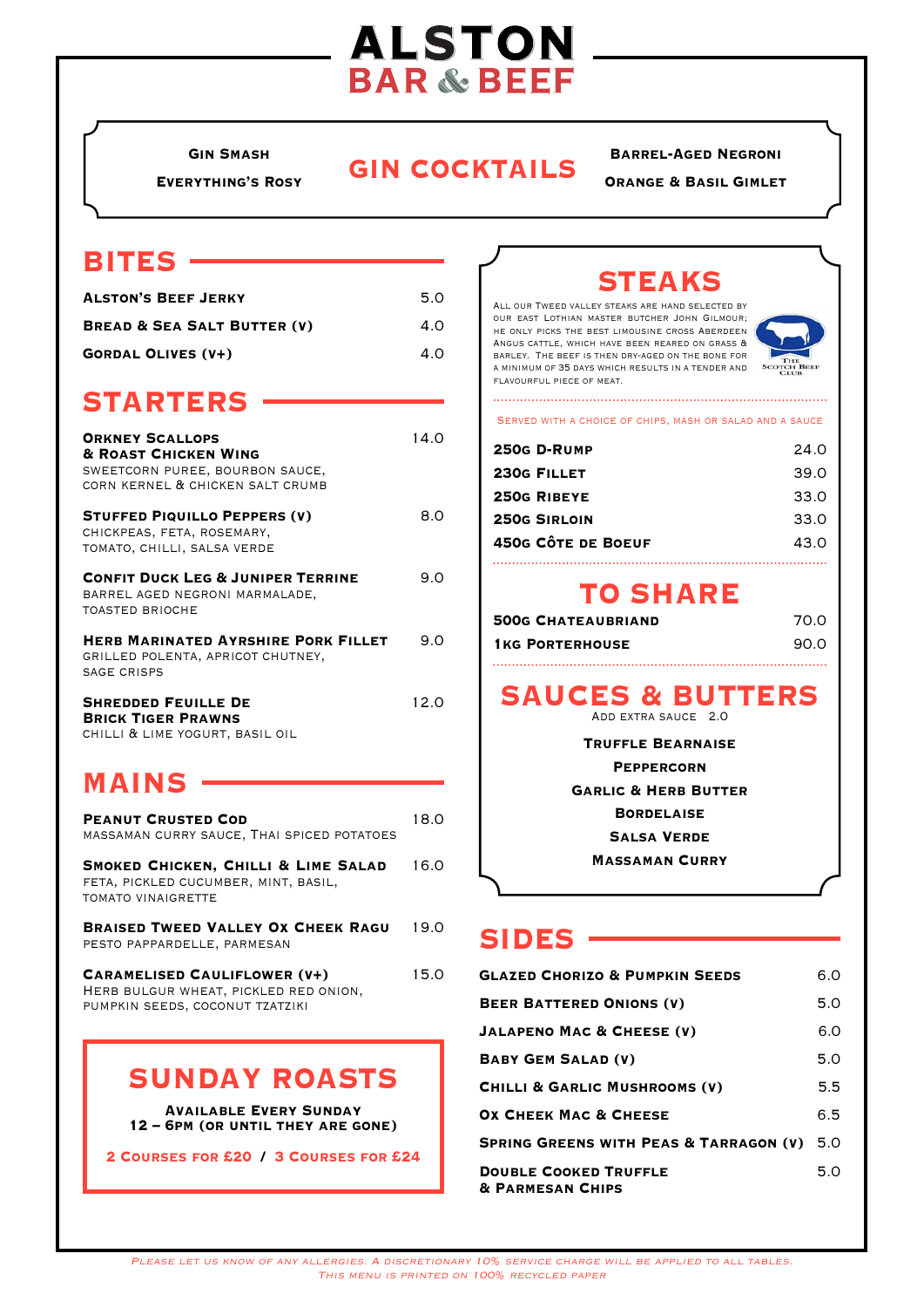# ALSTON BAR & BEEF

## GIN COCKTAILS

- Gin Smash
- Everything's Rosy
- Barrel-Aged Negroni
- Orange & Basil Gimlet

## BITES

| | |
|---|---|
| **Alston's Beef Jerky** | 5.0 |
| **Bread & Sea Salt Butter (V)** | 4.0 |
| **Gordal Olives (V+)** | 4.0 |

## STARTERS

**Orkney Scallops & Roast Chicken Wing** — 14.0
Sweetcorn puree, bourbon sauce, corn kernel & chicken salt crumb

**Stuffed Piquillo Peppers (V)** — 8.0
Chickpeas, feta, rosemary, tomato, chilli, salsa verde

**Confit Duck Leg & Juniper Terrine** — 9.0
Barrel aged Negroni marmalade, toasted brioche

**Herb Marinated Ayrshire Pork Fillet** — 9.0
Grilled polenta, apricot chutney, sage crisps

**Shredded Feuille de Brick Tiger Prawns** — 12.0
Chilli & lime yogurt, basil oil

## MAINS

**Peanut Crusted Cod** — 18.0
Massaman curry sauce, Thai spiced potatoes

**Smoked Chicken, Chilli & Lime Salad** — 16.0
Feta, pickled cucumber, mint, basil, tomato vinaigrette

**Braised Tweed Valley Ox Cheek Ragu** — 19.0
Pesto pappardelle, parmesan

**Caramelised Cauliflower (V+)** — 15.0
Herb bulgur wheat, pickled red onion, pumpkin seeds, coconut tzatziki

## SUNDAY ROASTS

**Available Every Sunday**
**12 – 6pm (or until they are gone)**

**2 Courses for £20 / 3 Courses for £24**

## STEAKS

All our Tweed Valley steaks are hand selected by our East Lothian master butcher John Gilmour; he only picks the best Limousine cross Aberdeen Angus cattle, which have been reared on grass & barley. The beef is then dry-aged on the bone for a minimum of 35 days which results in a tender and flavourful piece of meat.

The Scotch Beef Club

Served with a choice of chips, mash or salad and a sauce

| | |
|---|---|
| **250g D-Rump** | 24.0 |
| **230g Fillet** | 39.0 |
| **250g Ribeye** | 33.0 |
| **250g Sirloin** | 33.0 |
| **450g Côte de Boeuf** | 43.0 |

## TO SHARE

| | |
|---|---|
| **500g Chateaubriand** | 70.0 |
| **1kg Porterhouse** | 90.0 |

## SAUCES & BUTTERS

Add extra sauce 2.0

- Truffle Bearnaise
- Peppercorn
- Garlic & Herb Butter
- Bordelaise
- Salsa Verde
- Massaman Curry

## SIDES

| | |
|---|---|
| **Glazed Chorizo & Pumpkin Seeds** | 6.0 |
| **Beer Battered Onions (V)** | 5.0 |
| **Jalapeno Mac & Cheese (V)** | 6.0 |
| **Baby Gem Salad (V)** | 5.0 |
| **Chilli & Garlic Mushrooms (V)** | 5.5 |
| **Ox Cheek Mac & Cheese** | 6.5 |
| **Spring Greens with Peas & Tarragon (V)** | 5.0 |
| **Double Cooked Truffle & Parmesan Chips** | 5.0 |

*Please let us know of any allergies. A discretionary 10% service charge will be applied to all tables.*
*This menu is printed on 100% recycled paper*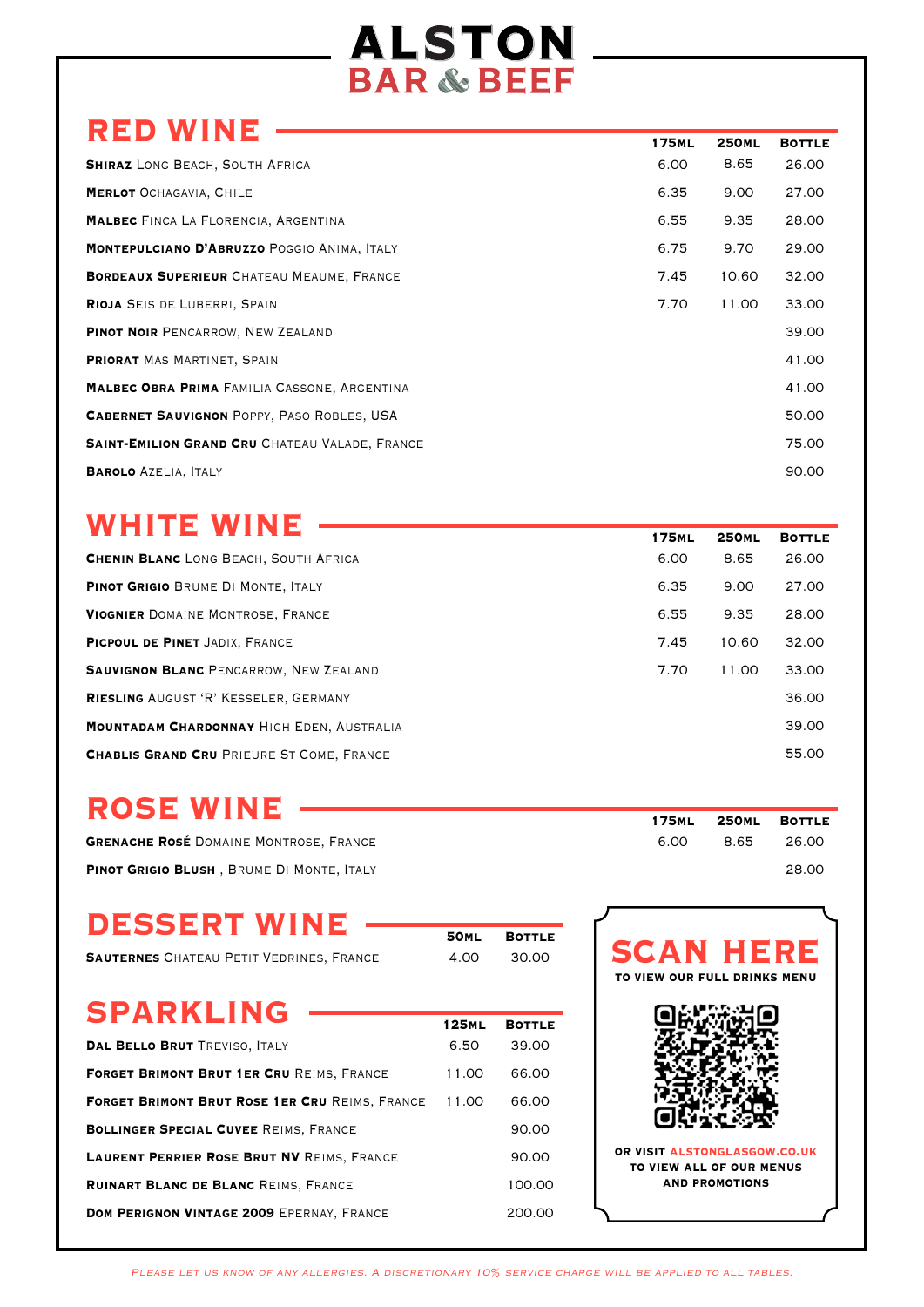# ALSTON
## BAR & BEEF

## RED WINE

| | 175ML | 250ML | BOTTLE |
|---|---|---|---|
| **SHIRAZ** LONG BEACH, SOUTH AFRICA | 6.00 | 8.65 | 26.00 |
| **MERLOT** OCHAGAVIA, CHILE | 6.35 | 9.00 | 27.00 |
| **MALBEC** FINCA LA FLORENCIA, ARGENTINA | 6.55 | 9.35 | 28.00 |
| **MONTEPULCIANO D'ABRUZZO** POGGIO ANIMA, ITALY | 6.75 | 9.70 | 29.00 |
| **BORDEAUX SUPERIEUR** CHATEAU MEAUME, FRANCE | 7.45 | 10.60 | 32.00 |
| **RIOJA** SEIS DE LUBERRI, SPAIN | 7.70 | 11.00 | 33.00 |
| **PINOT NOIR** PENCARROW, NEW ZEALAND | | | 39.00 |
| **PRIORAT** MAS MARTINET, SPAIN | | | 41.00 |
| **MALBEC OBRA PRIMA** FAMILIA CASSONE, ARGENTINA | | | 41.00 |
| **CABERNET SAUVIGNON** POPPY, PASO ROBLES, USA | | | 50.00 |
| **SAINT-EMILION GRAND CRU** CHATEAU VALADE, FRANCE | | | 75.00 |
| **BAROLO** AZELIA, ITALY | | | 90.00 |

## WHITE WINE

| | 175ML | 250ML | BOTTLE |
|---|---|---|---|
| **CHENIN BLANC** LONG BEACH, SOUTH AFRICA | 6.00 | 8.65 | 26.00 |
| **PINOT GRIGIO** BRUME DI MONTE, ITALY | 6.35 | 9.00 | 27.00 |
| **VIOGNIER** DOMAINE MONTROSE, FRANCE | 6.55 | 9.35 | 28.00 |
| **PICPOUL DE PINET** JADIX, FRANCE | 7.45 | 10.60 | 32.00 |
| **SAUVIGNON BLANC** PENCARROW, NEW ZEALAND | 7.70 | 11.00 | 33.00 |
| **RIESLING** AUGUST 'R' KESSELER, GERMANY | | | 36.00 |
| **MOUNTADAM CHARDONNAY** HIGH EDEN, AUSTRALIA | | | 39.00 |
| **CHABLIS GRAND CRU** PRIEURE ST COME, FRANCE | | | 55.00 |

## ROSE WINE

| | 175ML | 250ML | BOTTLE |
|---|---|---|---|
| **GRENACHE ROSÉ** DOMAINE MONTROSE, FRANCE | 6.00 | 8.65 | 26.00 |
| **PINOT GRIGIO BLUSH** , BRUME DI MONTE, ITALY | | | 28.00 |

## DESSERT WINE

| | 50ML | BOTTLE |
|---|---|---|
| **SAUTERNES** CHATEAU PETIT VEDRINES, FRANCE | 4.00 | 30.00 |

## SPARKLING

| | 125ML | BOTTLE |
|---|---|---|
| **DAL BELLO BRUT** TREVISO, ITALY | 6.50 | 39.00 |
| **FORGET BRIMONT BRUT 1ER CRU** REIMS, FRANCE | 11.00 | 66.00 |
| **FORGET BRIMONT BRUT ROSE 1ER CRU** REIMS, FRANCE | 11.00 | 66.00 |
| **BOLLINGER SPECIAL CUVEE** REIMS, FRANCE | | 90.00 |
| **LAURENT PERRIER ROSE BRUT NV** REIMS, FRANCE | | 90.00 |
| **RUINART BLANC DE BLANC** REIMS, FRANCE | | 100.00 |
| **DOM PERIGNON VINTAGE 2009** EPERNAY, FRANCE | | 200.00 |

## SCAN HERE

**TO VIEW OUR FULL DRINKS MENU**

**OR VISIT ALSTONGLASGOW.CO.UK TO VIEW ALL OF OUR MENUS AND PROMOTIONS**

*PLEASE LET US KNOW OF ANY ALLERGIES. A DISCRETIONARY 10% SERVICE CHARGE WILL BE APPLIED TO ALL TABLES.*